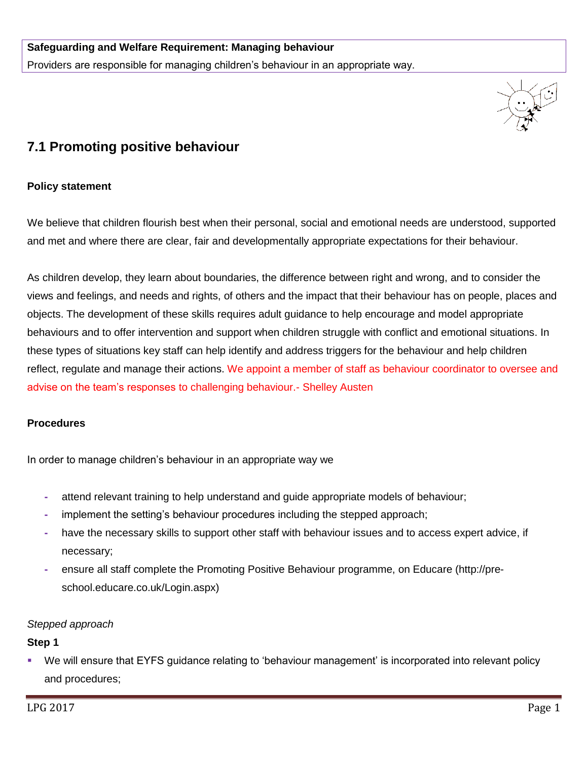**Safeguarding and Welfare Requirement: Managing behaviour**

Providers are responsible for managing children's behaviour in an appropriate way.

## 7.1 Promoting positive behaviour

### Policy statement

We believe that children flourish best when their personal, social and emotional needs are understood, supported and met and where there are clear, fair and developmentally appropriate expectations for their behaviour.

As children develop, they learn about boundaries, the difference between right and wrong, and to consider the views and feelings, and needs and rights, of others and the impact that their behaviour has on people, places and objects. The development of these skills requires adult guidance to help encourage and model appropriate behaviours and to offer intervention and support when children struggle with conflict and emotional situations. In these types of situations key staff can help identify and address triggers for the behaviour and help children reflect, regulate and manage their actions. We appoint a member of staff as behaviour coordinator to oversee and advise on the team's responses to challenging behaviour.- Shelley Austen

### Procedures

In order to manage children's behaviour in an appropriate way we

- attend relevant training to help understand and guide appropriate models of behaviour;
- implement the setting's behaviour procedures including the stepped approach;
- have the necessary skills to support other staff with behaviour issues and to access expert advice, if necessary;
- ensure all staff complete the Promoting Positive Behaviour programme, on Educare (http://pre-school.educare.co.uk/Login.aspx)

*Stepped approach*

**Step 1**

- We will ensure that EYFS guidance relating to 'behaviour management' is incorporated into relevant policy and procedures;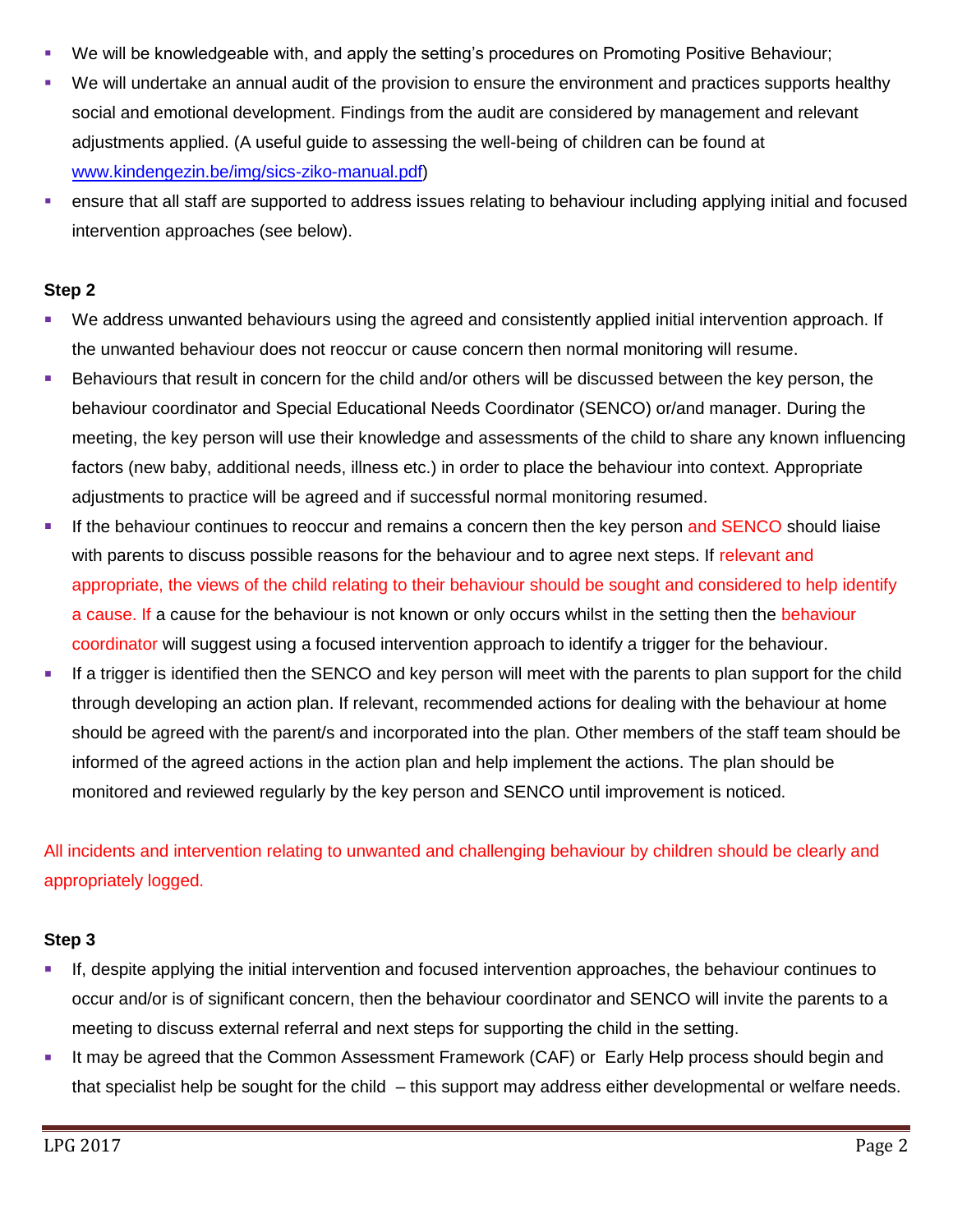- We will be knowledgeable with, and apply the setting's procedures on Promoting Positive Behaviour;
- We will undertake an annual audit of the provision to ensure the environment and practices supports healthy social and emotional development. Findings from the audit are considered by management and relevant adjustments applied. (A useful guide to assessing the well-being of children can be found at [www.kindengezin.be/img/sics-ziko-manual.pdf](http://www.kindengezin.be/img/sics-ziko-manual.pdf))
- ensure that all staff are supported to address issues relating to behaviour including applying initial and focused intervention approaches (see below).

**Step 2**

- We address unwanted behaviours using the agreed and consistently applied initial intervention approach. If the unwanted behaviour does not reoccur or cause concern then normal monitoring will resume.
- Behaviours that result in concern for the child and/or others will be discussed between the key person, the behaviour coordinator and Special Educational Needs Coordinator (SENCO) or/and manager. During the meeting, the key person will use their knowledge and assessments of the child to share any known influencing factors (new baby, additional needs, illness etc.) in order to place the behaviour into context. Appropriate adjustments to practice will be agreed and if successful normal monitoring resumed.
- If the behaviour continues to reoccur and remains a concern then the key person and SENCO should liaise with parents to discuss possible reasons for the behaviour and to agree next steps. If relevant and appropriate, the views of the child relating to their behaviour should be sought and considered to help identify a cause. If a cause for the behaviour is not known or only occurs whilst in the setting then the behaviour coordinator will suggest using a focused intervention approach to identify a trigger for the behaviour.
- If a trigger is identified then the SENCO and key person will meet with the parents to plan support for the child through developing an action plan. If relevant, recommended actions for dealing with the behaviour at home should be agreed with the parent/s and incorporated into the plan. Other members of the staff team should be informed of the agreed actions in the action plan and help implement the actions. The plan should be monitored and reviewed regularly by the key person and SENCO until improvement is noticed.

All incidents and intervention relating to unwanted and challenging behaviour by children should be clearly and appropriately logged.

**Step 3**

- If, despite applying the initial intervention and focused intervention approaches, the behaviour continues to occur and/or is of significant concern, then the behaviour coordinator and SENCO will invite the parents to a meeting to discuss external referral and next steps for supporting the child in the setting.
- It may be agreed that the Common Assessment Framework (CAF) or Early Help process should begin and that specialist help be sought for the child – this support may address either developmental or welfare needs.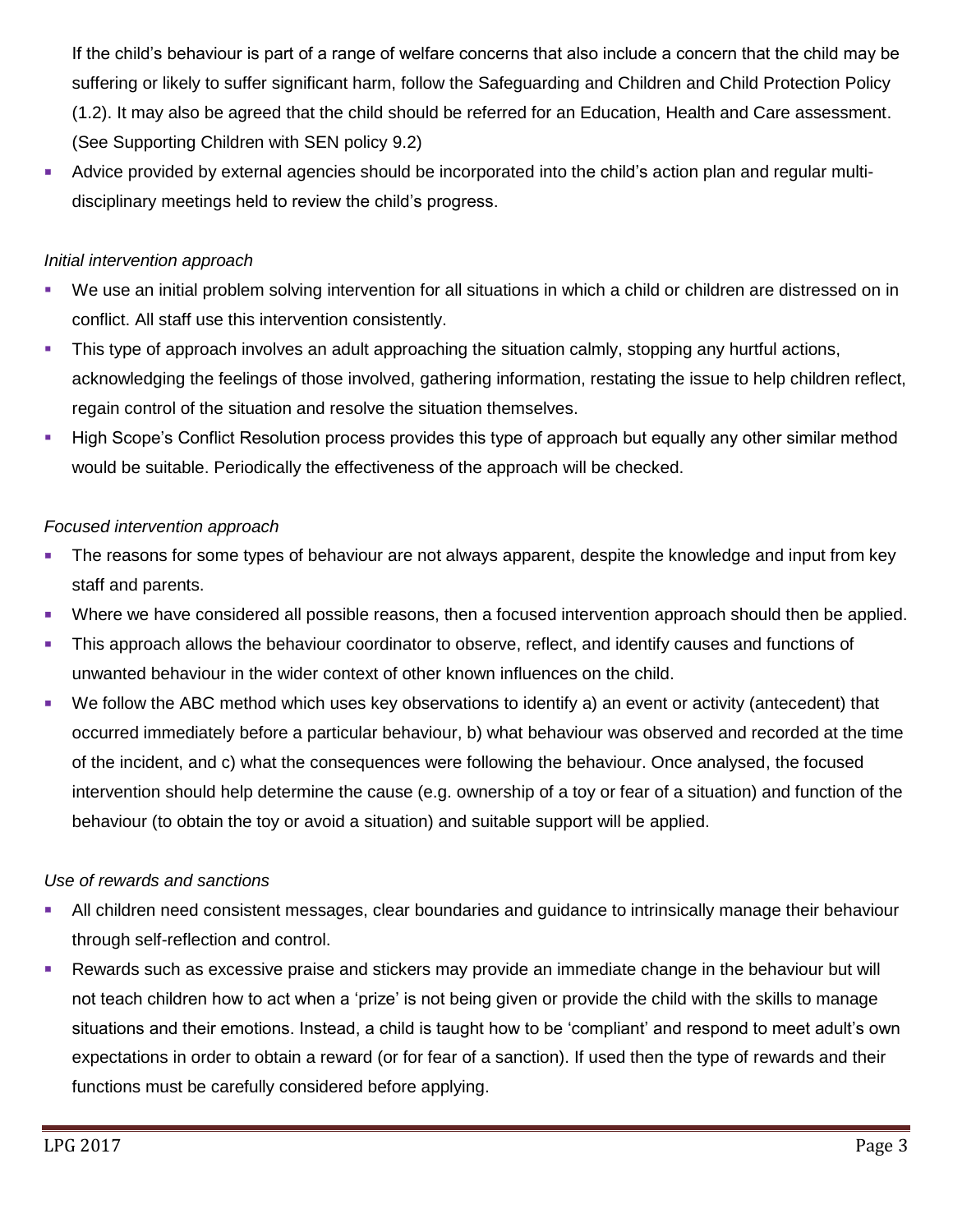If the child's behaviour is part of a range of welfare concerns that also include a concern that the child may be suffering or likely to suffer significant harm, follow the Safeguarding and Children and Child Protection Policy (1.2). It may also be agreed that the child should be referred for an Education, Health and Care assessment. (See Supporting Children with SEN policy 9.2)

- Advice provided by external agencies should be incorporated into the child's action plan and regular multi-disciplinary meetings held to review the child's progress.

*Initial intervention approach*

- We use an initial problem solving intervention for all situations in which a child or children are distressed on in conflict. All staff use this intervention consistently.
- This type of approach involves an adult approaching the situation calmly, stopping any hurtful actions, acknowledging the feelings of those involved, gathering information, restating the issue to help children reflect, regain control of the situation and resolve the situation themselves.
- High Scope's Conflict Resolution process provides this type of approach but equally any other similar method would be suitable. Periodically the effectiveness of the approach will be checked.

*Focused intervention approach*

- The reasons for some types of behaviour are not always apparent, despite the knowledge and input from key staff and parents.
- Where we have considered all possible reasons, then a focused intervention approach should then be applied.
- This approach allows the behaviour coordinator to observe, reflect, and identify causes and functions of unwanted behaviour in the wider context of other known influences on the child.
- We follow the ABC method which uses key observations to identify a) an event or activity (antecedent) that occurred immediately before a particular behaviour, b) what behaviour was observed and recorded at the time of the incident, and c) what the consequences were following the behaviour. Once analysed, the focused intervention should help determine the cause (e.g. ownership of a toy or fear of a situation) and function of the behaviour (to obtain the toy or avoid a situation) and suitable support will be applied.

*Use of rewards and sanctions*

- All children need consistent messages, clear boundaries and guidance to intrinsically manage their behaviour through self-reflection and control.
- Rewards such as excessive praise and stickers may provide an immediate change in the behaviour but will not teach children how to act when a 'prize' is not being given or provide the child with the skills to manage situations and their emotions. Instead, a child is taught how to be 'compliant' and respond to meet adult's own expectations in order to obtain a reward (or for fear of a sanction). If used then the type of rewards and their functions must be carefully considered before applying.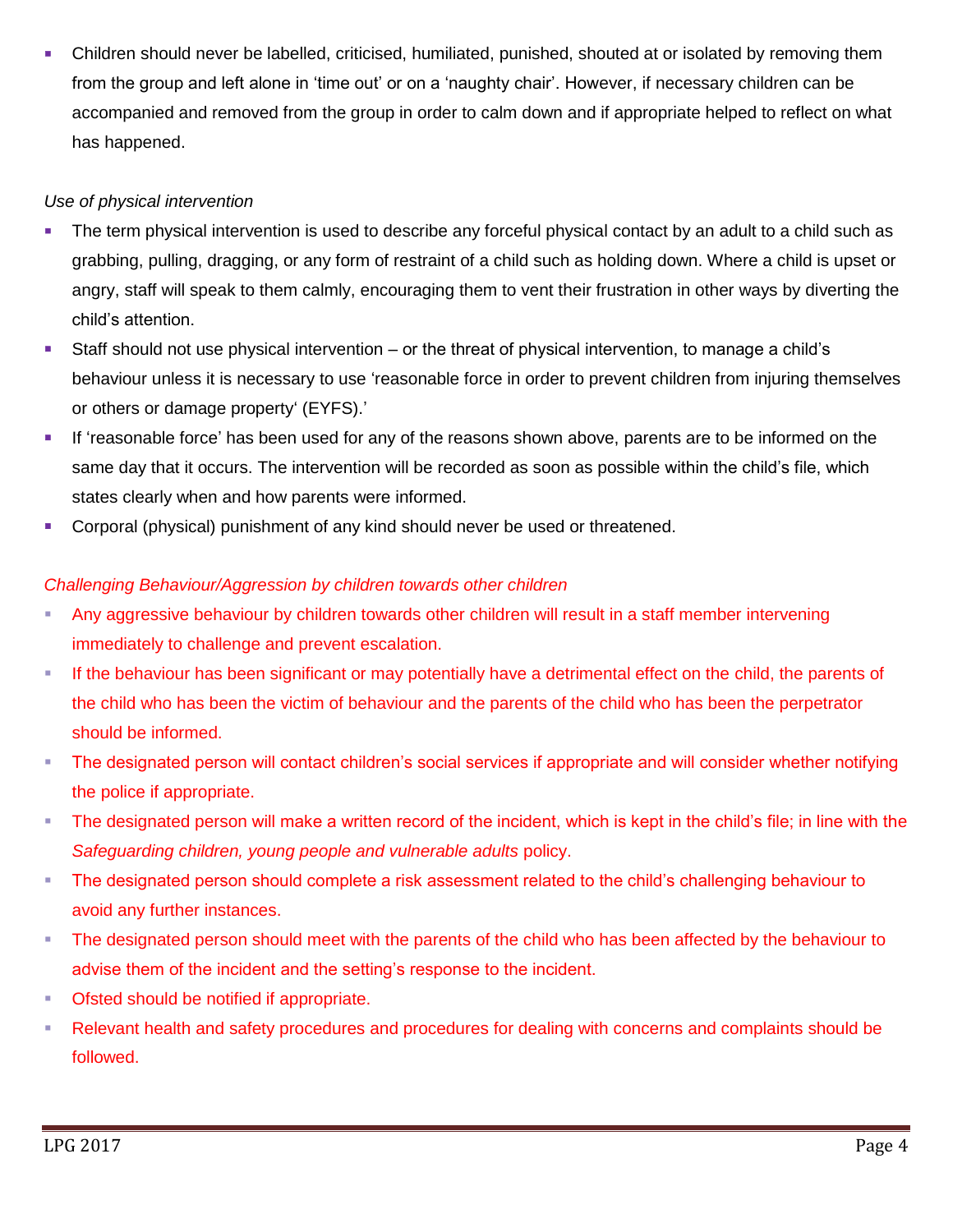- Children should never be labelled, criticised, humiliated, punished, shouted at or isolated by removing them from the group and left alone in 'time out' or on a 'naughty chair'. However, if necessary children can be accompanied and removed from the group in order to calm down and if appropriate helped to reflect on what has happened.

*Use of physical intervention*

- The term physical intervention is used to describe any forceful physical contact by an adult to a child such as grabbing, pulling, dragging, or any form of restraint of a child such as holding down. Where a child is upset or angry, staff will speak to them calmly, encouraging them to vent their frustration in other ways by diverting the child's attention.
- Staff should not use physical intervention – or the threat of physical intervention, to manage a child's behaviour unless it is necessary to use 'reasonable force in order to prevent children from injuring themselves or others or damage property' (EYFS).'
- If 'reasonable force' has been used for any of the reasons shown above, parents are to be informed on the same day that it occurs. The intervention will be recorded as soon as possible within the child's file, which states clearly when and how parents were informed.
- Corporal (physical) punishment of any kind should never be used or threatened.

*Challenging Behaviour/Aggression by children towards other children*

- Any aggressive behaviour by children towards other children will result in a staff member intervening immediately to challenge and prevent escalation.
- If the behaviour has been significant or may potentially have a detrimental effect on the child, the parents of the child who has been the victim of behaviour and the parents of the child who has been the perpetrator should be informed.
- The designated person will contact children's social services if appropriate and will consider whether notifying the police if appropriate.
- The designated person will make a written record of the incident, which is kept in the child's file; in line with the *Safeguarding children, young people and vulnerable adults* policy.
- The designated person should complete a risk assessment related to the child's challenging behaviour to avoid any further instances.
- The designated person should meet with the parents of the child who has been affected by the behaviour to advise them of the incident and the setting's response to the incident.
- Ofsted should be notified if appropriate.
- Relevant health and safety procedures and procedures for dealing with concerns and complaints should be followed.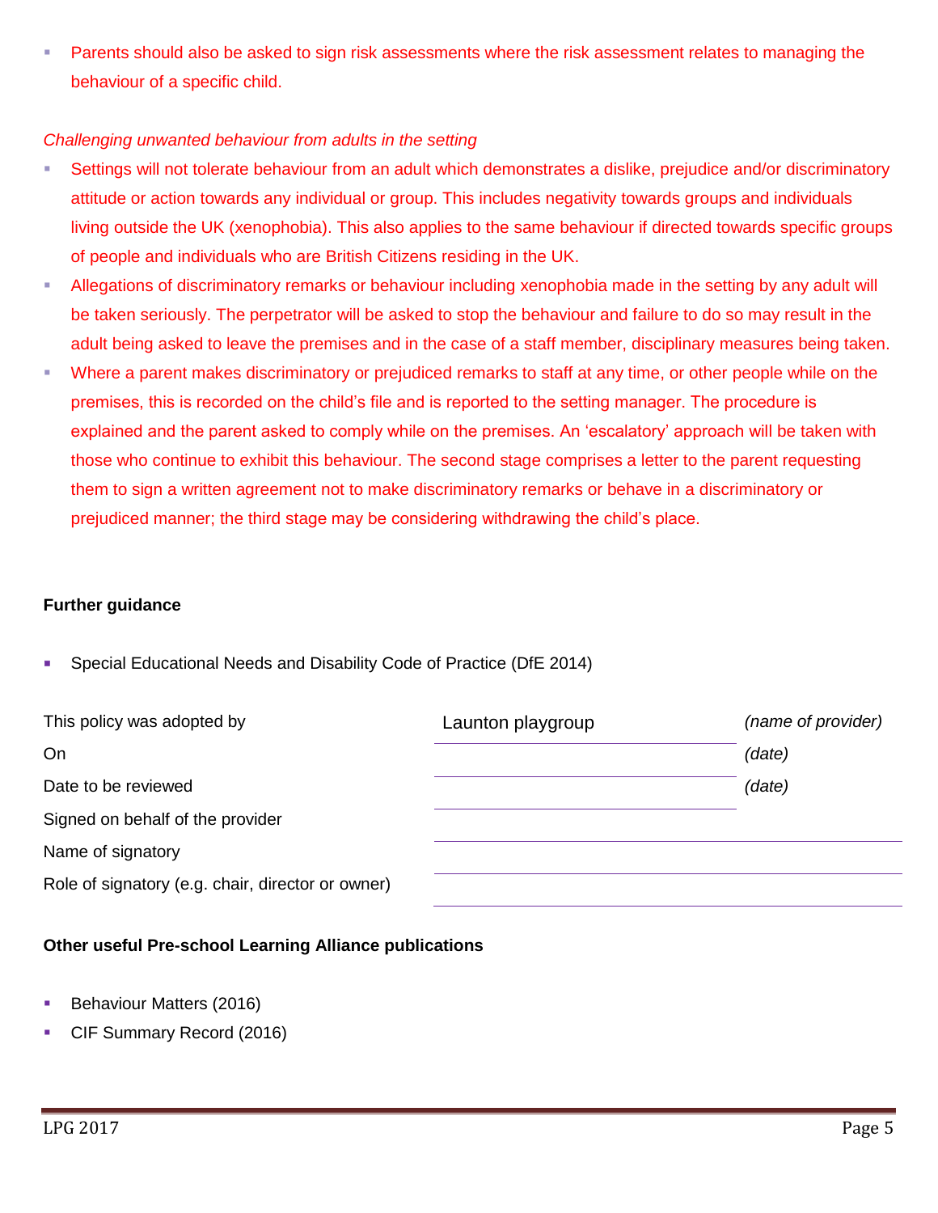- Parents should also be asked to sign risk assessments where the risk assessment relates to managing the behaviour of a specific child.

*Challenging unwanted behaviour from adults in the setting*

- Settings will not tolerate behaviour from an adult which demonstrates a dislike, prejudice and/or discriminatory attitude or action towards any individual or group. This includes negativity towards groups and individuals living outside the UK (xenophobia). This also applies to the same behaviour if directed towards specific groups of people and individuals who are British Citizens residing in the UK.
- Allegations of discriminatory remarks or behaviour including xenophobia made in the setting by any adult will be taken seriously. The perpetrator will be asked to stop the behaviour and failure to do so may result in the adult being asked to leave the premises and in the case of a staff member, disciplinary measures being taken.
- Where a parent makes discriminatory or prejudiced remarks to staff at any time, or other people while on the premises, this is recorded on the child's file and is reported to the setting manager. The procedure is explained and the parent asked to comply while on the premises. An 'escalatory' approach will be taken with those who continue to exhibit this behaviour. The second stage comprises a letter to the parent requesting them to sign a written agreement not to make discriminatory remarks or behave in a discriminatory or prejudiced manner; the third stage may be considering withdrawing the child's place.

**Further guidance**

- Special Educational Needs and Disability Code of Practice (DfE 2014)

| | | |
|---|---|---|
| This policy was adopted by | Launton playgroup | *(name of provider)* |
| On | | *(date)* |
| Date to be reviewed | | *(date)* |
| Signed on behalf of the provider | | |
| Name of signatory | | |
| Role of signatory (e.g. chair, director or owner) | | |

**Other useful Pre-school Learning Alliance publications**

- Behaviour Matters (2016)
- CIF Summary Record (2016)